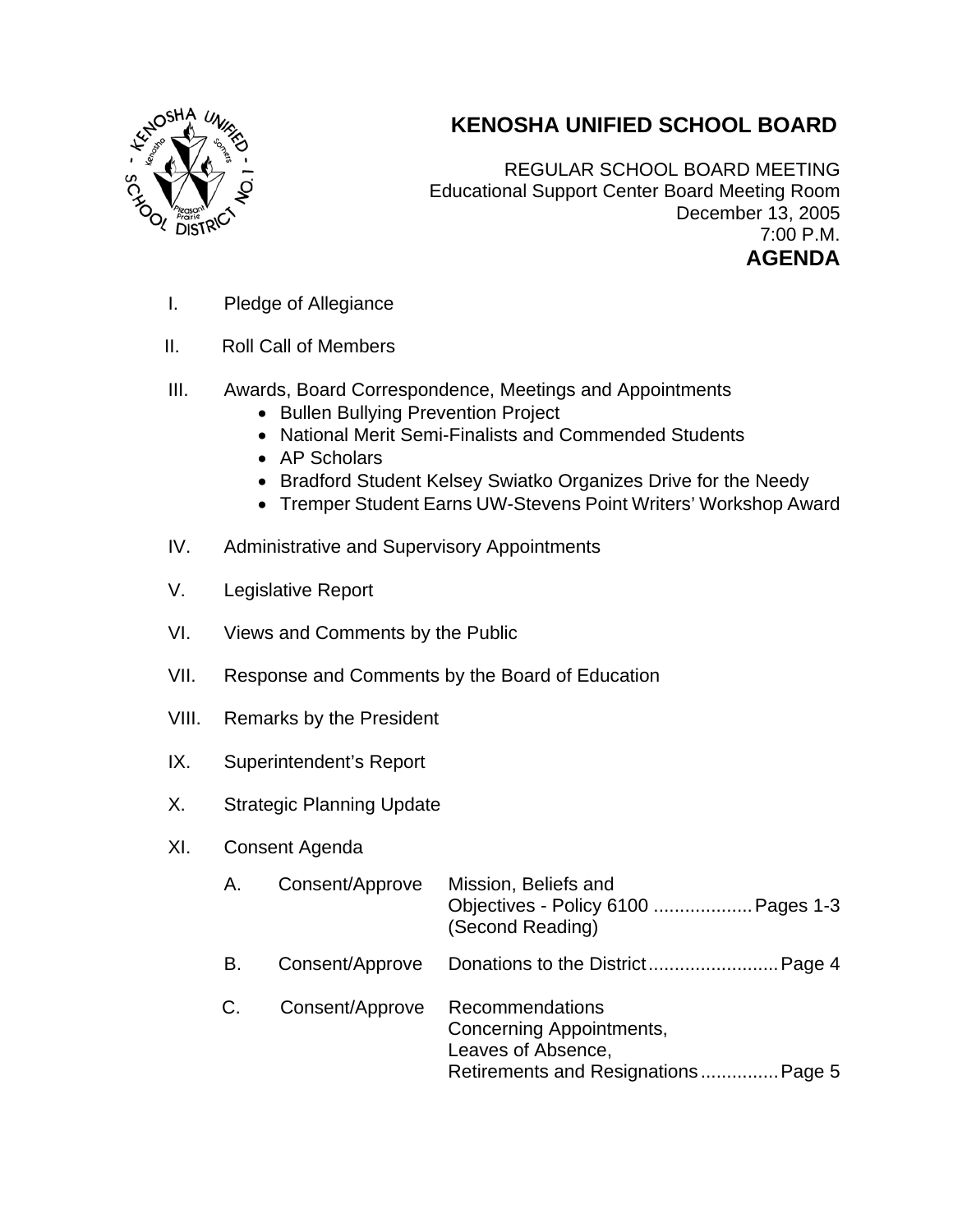# KENOSHA UNIFIED SCHOOL BOARD

REGULAR SCHOOL BOARD MEETING
Educational Support Center Board Meeting Room
December 13, 2005
7:00 P.M.

**AGENDA**

I. Pledge of Allegiance

II. Roll Call of Members

III. Awards, Board Correspondence, Meetings and Appointments
- Bullen Bullying Prevention Project
- National Merit Semi-Finalists and Commended Students
- AP Scholars
- Bradford Student Kelsey Swiatko Organizes Drive for the Needy
- Tremper Student Earns UW-Stevens Point Writers' Workshop Award

IV. Administrative and Supervisory Appointments

V. Legislative Report

VI. Views and Comments by the Public

VII. Response and Comments by the Board of Education

VIII. Remarks by the President

IX. Superintendent's Report

X. Strategic Planning Update

XI. Consent Agenda

A. Consent/Approve — Mission, Beliefs and Objectives - Policy 6100 .................. Pages 1-3 (Second Reading)

B. Consent/Approve — Donations to the District......................... Page 4

C. Consent/Approve — Recommendations Concerning Appointments, Leaves of Absence, Retirements and Resignations............... Page 5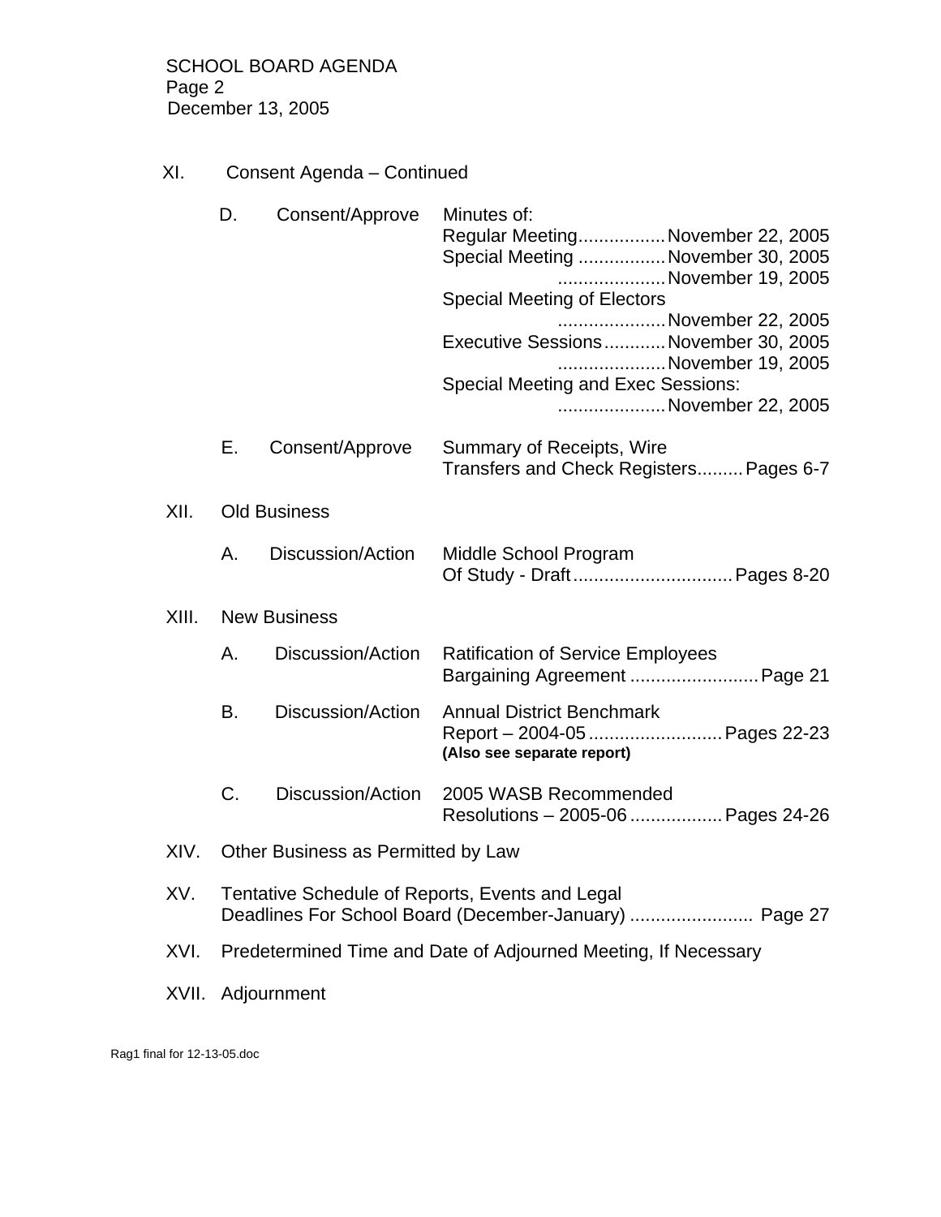SCHOOL BOARD AGENDA
Page 2
December 13, 2005

XI. Consent Agenda – Continued

D. Consent/Approve — Minutes of:
- Regular Meeting................. November 22, 2005
- Special Meeting ................. November 30, 2005
- ..................... November 19, 2005
- Special Meeting of Electors
- ..................... November 22, 2005
- Executive Sessions............ November 30, 2005
- ..................... November 19, 2005
- Special Meeting and Exec Sessions:
- ..................... November 22, 2005

E. Consent/Approve — Summary of Receipts, Wire Transfers and Check Registers......... Pages 6-7

XII. Old Business

A. Discussion/Action — Middle School Program Of Study - Draft............................... Pages 8-20

XIII. New Business

A. Discussion/Action — Ratification of Service Employees Bargaining Agreement ......................... Page 21

B. Discussion/Action — Annual District Benchmark Report – 2004-05.......................... Pages 22-23
**(Also see separate report)**

C. Discussion/Action — 2005 WASB Recommended Resolutions – 2005-06 .................. Pages 24-26

XIV. Other Business as Permitted by Law

XV. Tentative Schedule of Reports, Events and Legal Deadlines For School Board (December-January) ........................ Page 27

XVI. Predetermined Time and Date of Adjourned Meeting, If Necessary

XVII. Adjournment

Rag1 final for 12-13-05.doc